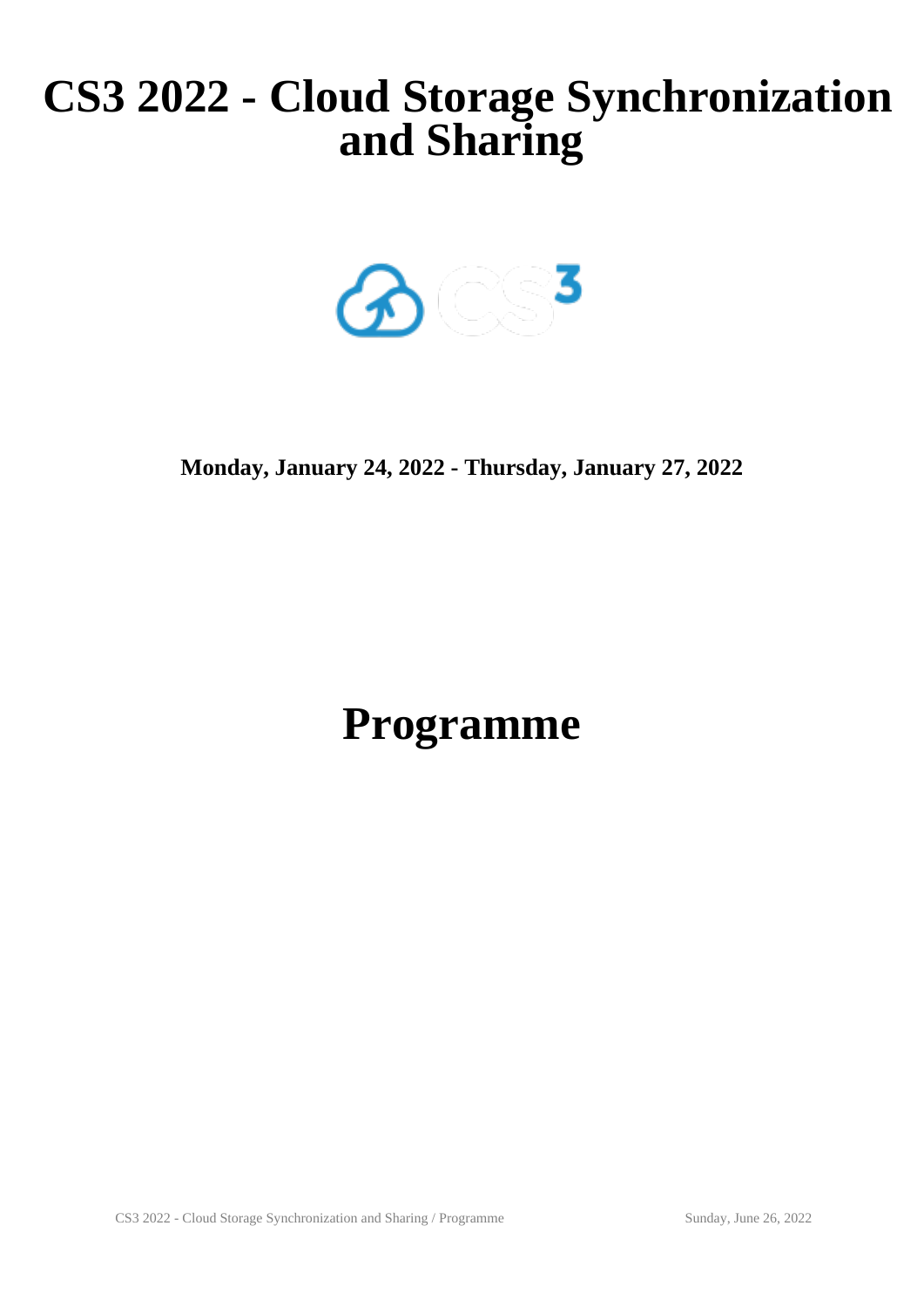# CS3 2022 - Cloud Storage Synchronization and Sharing

**Monday, January 24, 2022 - Thursday, January 27, 2022**

# Programme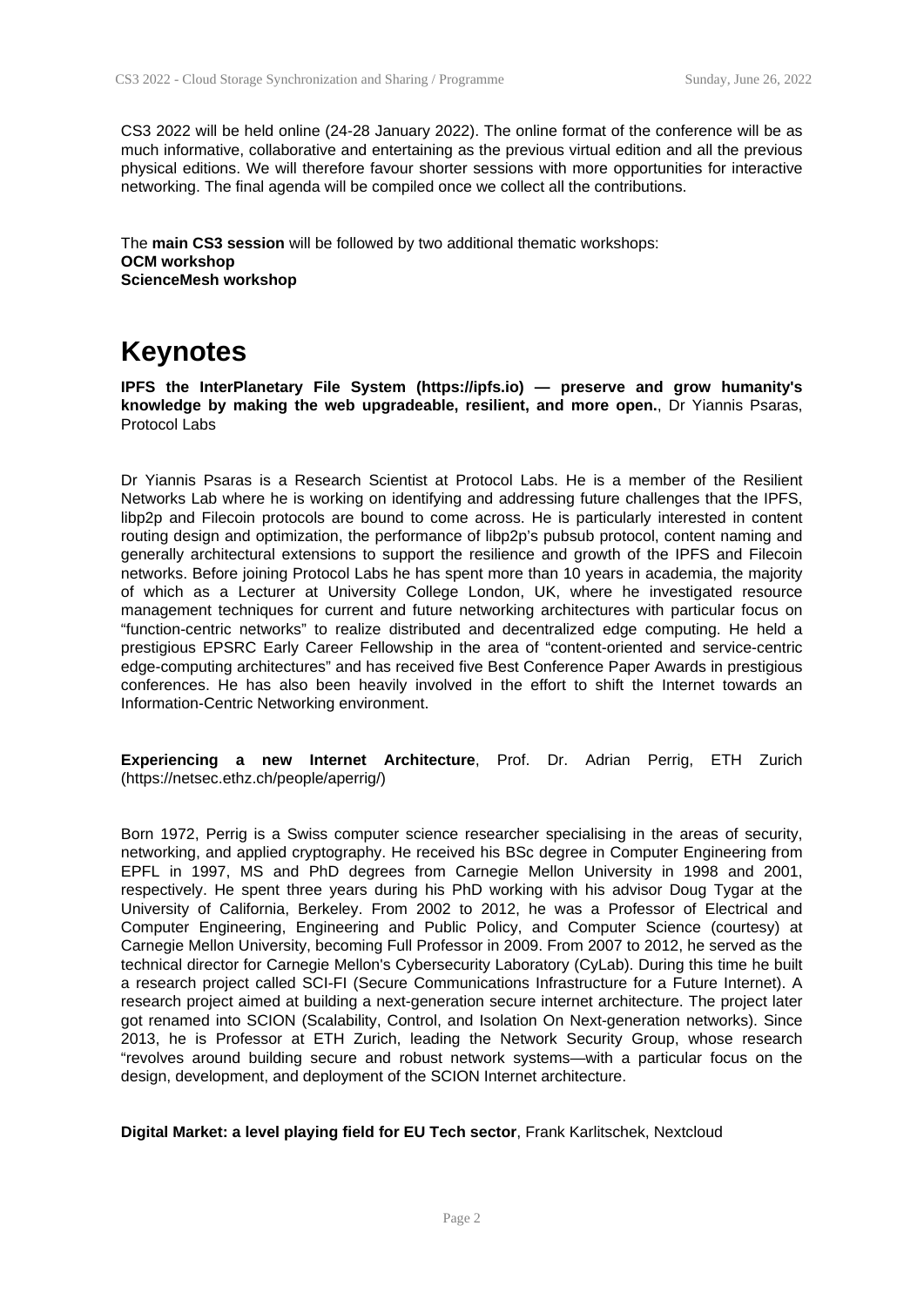CS3 2022 will be held online (24-28 January 2022). The online format of the conference will be as much informative, collaborative and entertaining as the previous virtual edition and all the previous physical editions. We will therefore favour shorter sessions with more opportunities for interactive networking. The final agenda will be compiled once we collect all the contributions.

The **main CS3 session** will be followed by two additional thematic workshops:
**OCM workshop**
**ScienceMesh workshop**

# Keynotes

**IPFS the InterPlanetary File System (https://ipfs.io) — preserve and grow humanity's knowledge by making the web upgradeable, resilient, and more open.**, Dr Yiannis Psaras, Protocol Labs

Dr Yiannis Psaras is a Research Scientist at Protocol Labs. He is a member of the Resilient Networks Lab where he is working on identifying and addressing future challenges that the IPFS, libp2p and Filecoin protocols are bound to come across. He is particularly interested in content routing design and optimization, the performance of libp2p's pubsub protocol, content naming and generally architectural extensions to support the resilience and growth of the IPFS and Filecoin networks. Before joining Protocol Labs he has spent more than 10 years in academia, the majority of which as a Lecturer at University College London, UK, where he investigated resource management techniques for current and future networking architectures with particular focus on "function-centric networks" to realize distributed and decentralized edge computing. He held a prestigious EPSRC Early Career Fellowship in the area of "content-oriented and service-centric edge-computing architectures" and has received five Best Conference Paper Awards in prestigious conferences. He has also been heavily involved in the effort to shift the Internet towards an Information-Centric Networking environment.

**Experiencing a new Internet Architecture**, Prof. Dr. Adrian Perrig, ETH Zurich (https://netsec.ethz.ch/people/aperrig/)

Born 1972, Perrig is a Swiss computer science researcher specialising in the areas of security, networking, and applied cryptography. He received his BSc degree in Computer Engineering from EPFL in 1997, MS and PhD degrees from Carnegie Mellon University in 1998 and 2001, respectively. He spent three years during his PhD working with his advisor Doug Tygar at the University of California, Berkeley. From 2002 to 2012, he was a Professor of Electrical and Computer Engineering, Engineering and Public Policy, and Computer Science (courtesy) at Carnegie Mellon University, becoming Full Professor in 2009. From 2007 to 2012, he served as the technical director for Carnegie Mellon's Cybersecurity Laboratory (CyLab). During this time he built a research project called SCI-FI (Secure Communications Infrastructure for a Future Internet). A research project aimed at building a next-generation secure internet architecture. The project later got renamed into SCION (Scalability, Control, and Isolation On Next-generation networks). Since 2013, he is Professor at ETH Zurich, leading the Network Security Group, whose research "revolves around building secure and robust network systems—with a particular focus on the design, development, and deployment of the SCION Internet architecture.

**Digital Market: a level playing field for EU Tech sector**, Frank Karlitschek, Nextcloud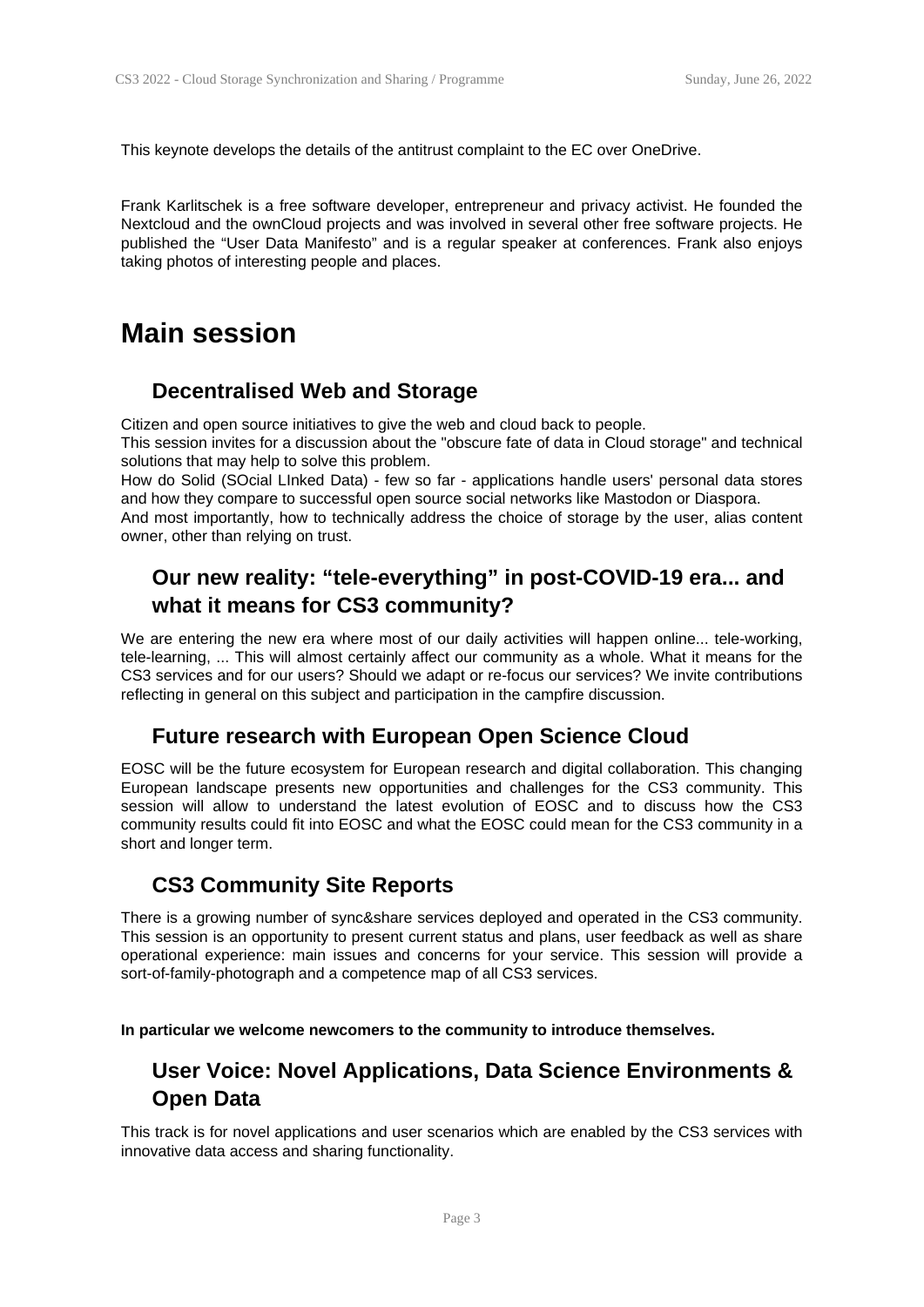This keynote develops the details of the antitrust complaint to the EC over OneDrive.

Frank Karlitschek is a free software developer, entrepreneur and privacy activist. He founded the Nextcloud and the ownCloud projects and was involved in several other free software projects. He published the “User Data Manifesto” and is a regular speaker at conferences. Frank also enjoys taking photos of interesting people and places.

# Main session

## Decentralised Web and Storage

Citizen and open source initiatives to give the web and cloud back to people.
This session invites for a discussion about the "obscure fate of data in Cloud storage" and technical solutions that may help to solve this problem.
How do Solid (SOcial LInked Data) - few so far - applications handle users' personal data stores and how they compare to successful open source social networks like Mastodon or Diaspora.
And most importantly, how to technically address the choice of storage by the user, alias content owner, other than relying on trust.

## Our new reality: “tele-everything” in post-COVID-19 era... and what it means for CS3 community?

We are entering the new era where most of our daily activities will happen online... tele-working, tele-learning, ... This will almost certainly affect our community as a whole. What it means for the CS3 services and for our users? Should we adapt or re-focus our services? We invite contributions reflecting in general on this subject and participation in the campfire discussion.

## Future research with European Open Science Cloud

EOSC will be the future ecosystem for European research and digital collaboration. This changing European landscape presents new opportunities and challenges for the CS3 community. This session will allow to understand the latest evolution of EOSC and to discuss how the CS3 community results could fit into EOSC and what the EOSC could mean for the CS3 community in a short and longer term.

## CS3 Community Site Reports

There is a growing number of sync&share services deployed and operated in the CS3 community. This session is an opportunity to present current status and plans, user feedback as well as share operational experience: main issues and concerns for your service. This session will provide a sort-of-family-photograph and a competence map of all CS3 services.

**In particular we welcome newcomers to the community to introduce themselves.**

## User Voice: Novel Applications, Data Science Environments & Open Data

This track is for novel applications and user scenarios which are enabled by the CS3 services with innovative data access and sharing functionality.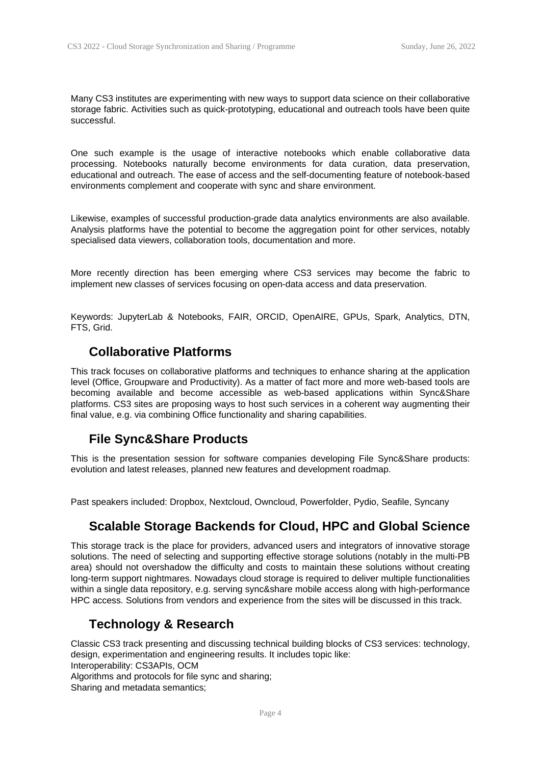Many CS3 institutes are experimenting with new ways to support data science on their collaborative storage fabric. Activities such as quick-prototyping, educational and outreach tools have been quite successful.

One such example is the usage of interactive notebooks which enable collaborative data processing. Notebooks naturally become environments for data curation, data preservation, educational and outreach. The ease of access and the self-documenting feature of notebook-based environments complement and cooperate with sync and share environment.

Likewise, examples of successful production-grade data analytics environments are also available. Analysis platforms have the potential to become the aggregation point for other services, notably specialised data viewers, collaboration tools, documentation and more.

More recently direction has been emerging where CS3 services may become the fabric to implement new classes of services focusing on open-data access and data preservation.

Keywords: JupyterLab & Notebooks, FAIR, ORCID, OpenAIRE, GPUs, Spark, Analytics, DTN, FTS, Grid.

## Collaborative Platforms

This track focuses on collaborative platforms and techniques to enhance sharing at the application level (Office, Groupware and Productivity). As a matter of fact more and more web-based tools are becoming available and become accessible as web-based applications within Sync&Share platforms. CS3 sites are proposing ways to host such services in a coherent way augmenting their final value, e.g. via combining Office functionality and sharing capabilities.

## File Sync&Share Products

This is the presentation session for software companies developing File Sync&Share products: evolution and latest releases, planned new features and development roadmap.

Past speakers included: Dropbox, Nextcloud, Owncloud, Powerfolder, Pydio, Seafile, Syncany

## Scalable Storage Backends for Cloud, HPC and Global Science

This storage track is the place for providers, advanced users and integrators of innovative storage solutions. The need of selecting and supporting effective storage solutions (notably in the multi-PB area) should not overshadow the difficulty and costs to maintain these solutions without creating long-term support nightmares. Nowadays cloud storage is required to deliver multiple functionalities within a single data repository, e.g. serving sync&share mobile access along with high-performance HPC access. Solutions from vendors and experience from the sites will be discussed in this track.

## Technology & Research

Classic CS3 track presenting and discussing technical building blocks of CS3 services: technology, design, experimentation and engineering results. It includes topic like:
Interoperability: CS3APIs, OCM
Algorithms and protocols for file sync and sharing;
Sharing and metadata semantics;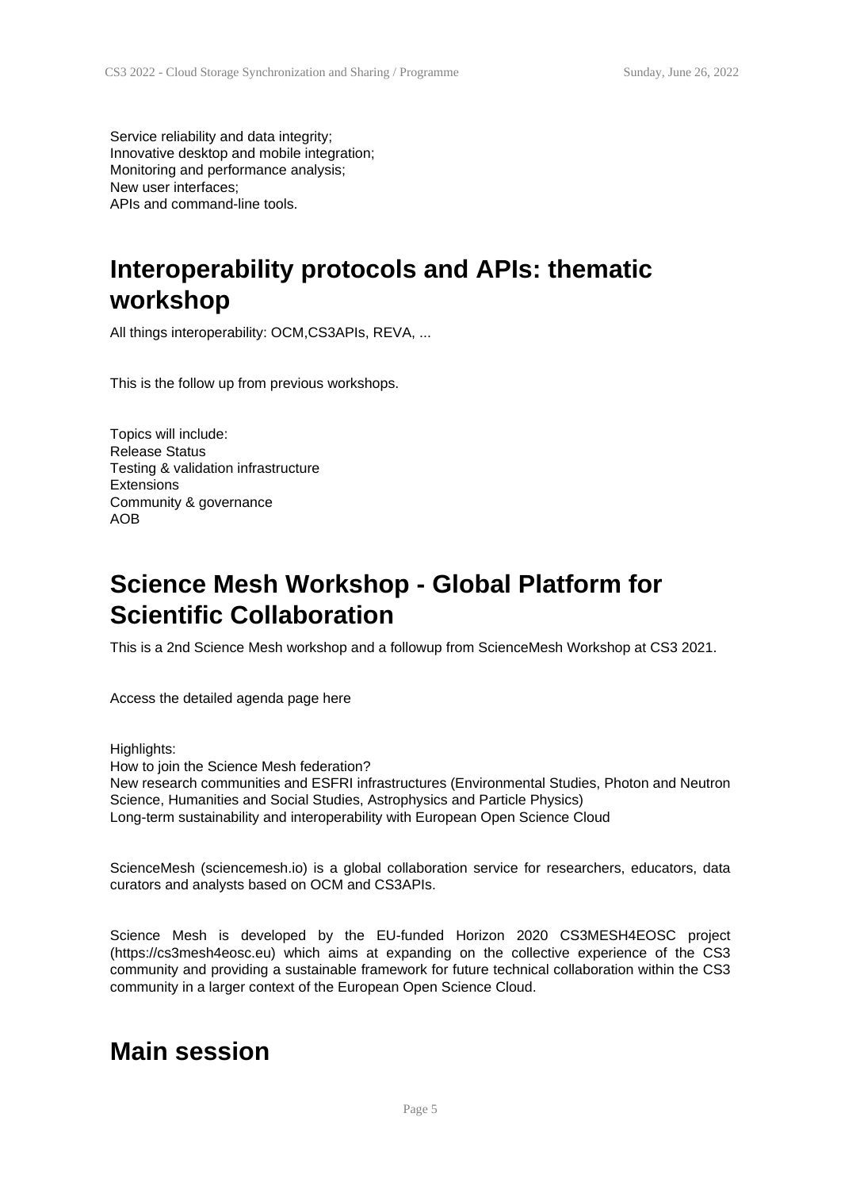Service reliability and data integrity;
Innovative desktop and mobile integration;
Monitoring and performance analysis;
New user interfaces;
APIs and command-line tools.

## Interoperability protocols and APIs: thematic workshop

All things interoperability: OCM,CS3APIs, REVA, ...

This is the follow up from previous workshops.

Topics will include:
Release Status
Testing & validation infrastructure
Extensions
Community & governance
AOB

## Science Mesh Workshop - Global Platform for Scientific Collaboration

This is a 2nd Science Mesh workshop and a followup from ScienceMesh Workshop at CS3 2021.

Access the detailed agenda page here

Highlights:
How to join the Science Mesh federation?
New research communities and ESFRI infrastructures (Environmental Studies, Photon and Neutron Science, Humanities and Social Studies, Astrophysics and Particle Physics)
Long-term sustainability and interoperability with European Open Science Cloud

ScienceMesh (sciencemesh.io) is a global collaboration service for researchers, educators, data curators and analysts based on OCM and CS3APIs.

Science Mesh is developed by the EU-funded Horizon 2020 CS3MESH4EOSC project (https://cs3mesh4eosc.eu) which aims at expanding on the collective experience of the CS3 community and providing a sustainable framework for future technical collaboration within the CS3 community in a larger context of the European Open Science Cloud.

## Main session